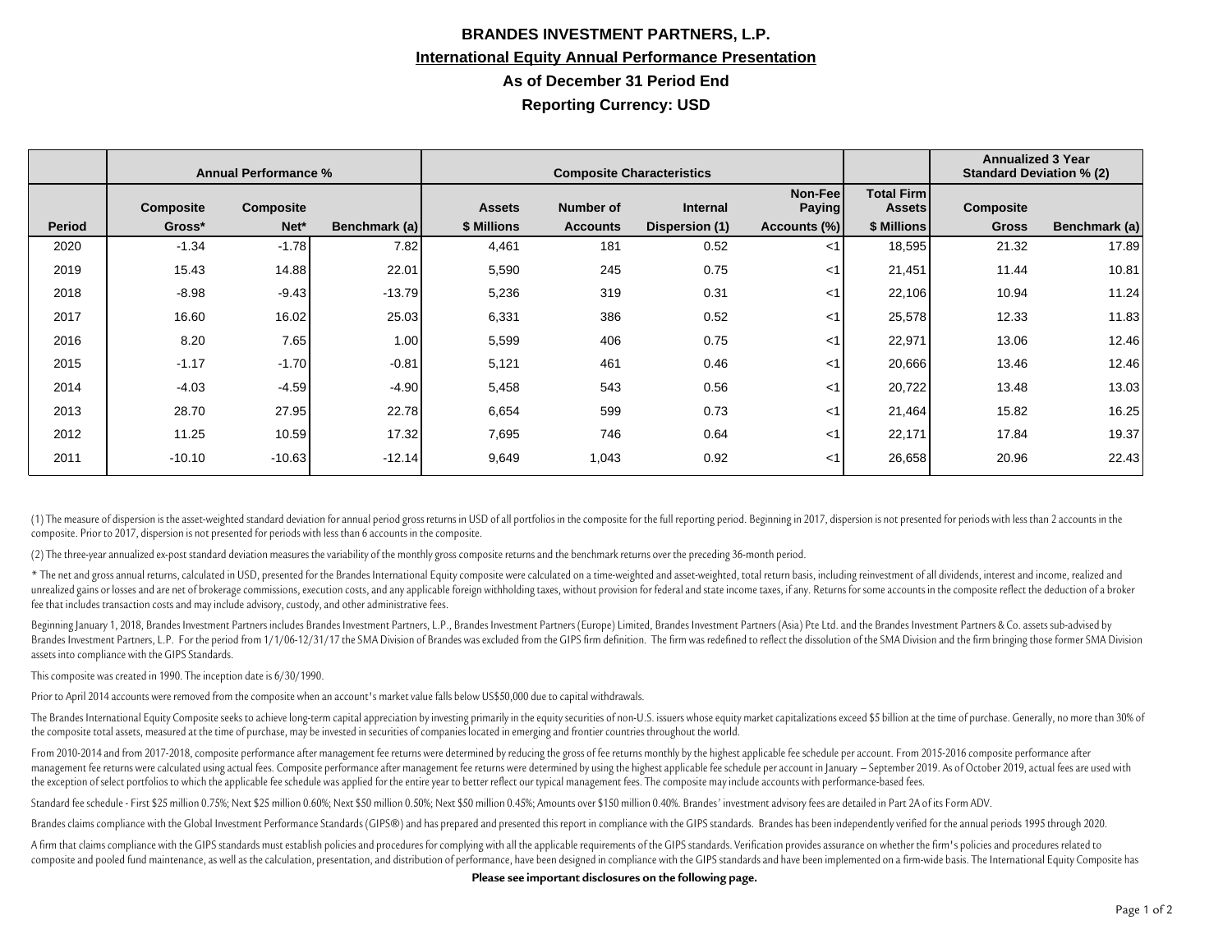# BRANDES INVESTMENT PARTNERS, L.P.

## International Equity Annual Performance Presentation

### As of December 31 Period End

### Reporting Currency: USD

| | Annual Performance % | | | Composite Characteristics | | | | | Annualized 3 Year Standard Deviation % (2) | |
|---|---|---|---|---|---|---|---|---|---|---|
| Period | Composite Gross* | Composite Net* | Benchmark (a) | Assets $ Millions | Number of Accounts | Internal Dispersion (1) | Non-Fee Paying Accounts (%) | Total Firm Assets $ Millions | Composite Gross | Benchmark (a) |
| 2020 | -1.34 | -1.78 | 7.82 | 4,461 | 181 | 0.52 | <1 | 18,595 | 21.32 | 17.89 |
| 2019 | 15.43 | 14.88 | 22.01 | 5,590 | 245 | 0.75 | <1 | 21,451 | 11.44 | 10.81 |
| 2018 | -8.98 | -9.43 | -13.79 | 5,236 | 319 | 0.31 | <1 | 22,106 | 10.94 | 11.24 |
| 2017 | 16.60 | 16.02 | 25.03 | 6,331 | 386 | 0.52 | <1 | 25,578 | 12.33 | 11.83 |
| 2016 | 8.20 | 7.65 | 1.00 | 5,599 | 406 | 0.75 | <1 | 22,971 | 13.06 | 12.46 |
| 2015 | -1.17 | -1.70 | -0.81 | 5,121 | 461 | 0.46 | <1 | 20,666 | 13.46 | 12.46 |
| 2014 | -4.03 | -4.59 | -4.90 | 5,458 | 543 | 0.56 | <1 | 20,722 | 13.48 | 13.03 |
| 2013 | 28.70 | 27.95 | 22.78 | 6,654 | 599 | 0.73 | <1 | 21,464 | 15.82 | 16.25 |
| 2012 | 11.25 | 10.59 | 17.32 | 7,695 | 746 | 0.64 | <1 | 22,171 | 17.84 | 19.37 |
| 2011 | -10.10 | -10.63 | -12.14 | 9,649 | 1,043 | 0.92 | <1 | 26,658 | 20.96 | 22.43 |

(1) The measure of dispersion is the asset-weighted standard deviation for annual period gross returns in USD of all portfolios in the composite for the full reporting period. Beginning in 2017, dispersion is not presented for periods with less than 2 accounts in the composite. Prior to 2017, dispersion is not presented for periods with less than 6 accounts in the composite.

(2) The three-year annualized ex-post standard deviation measures the variability of the monthly gross composite returns and the benchmark returns over the preceding 36-month period.

* The net and gross annual returns, calculated in USD, presented for the Brandes International Equity composite were calculated on a time-weighted and asset-weighted, total return basis, including reinvestment of all dividends, interest and income, realized and unrealized gains or losses and are net of brokerage commissions, execution costs, and any applicable foreign withholding taxes, without provision for federal and state income taxes, if any. Returns for some accounts in the composite reflect the deduction of a broker fee that includes transaction costs and may include advisory, custody, and other administrative fees.

Beginning January 1, 2018, Brandes Investment Partners includes Brandes Investment Partners, L.P., Brandes Investment Partners (Europe) Limited, Brandes Investment Partners (Asia) Pte Ltd. and the Brandes Investment Partners & Co. assets sub-advised by Brandes Investment Partners, L.P. For the period from 1/1/06-12/31/17 the SMA Division of Brandes was excluded from the GIPS firm definition. The firm was redefined to reflect the dissolution of the SMA Division and the firm bringing those former SMA Division assets into compliance with the GIPS Standards.

This composite was created in 1990. The inception date is 6/30/1990.

Prior to April 2014 accounts were removed from the composite when an account's market value falls below US$50,000 due to capital withdrawals.

The Brandes International Equity Composite seeks to achieve long-term capital appreciation by investing primarily in the equity securities of non-U.S. issuers whose equity market capitalizations exceed $5 billion at the time of purchase. Generally, no more than 30% of the composite total assets, measured at the time of purchase, may be invested in securities of companies located in emerging and frontier countries throughout the world.

From 2010-2014 and from 2017-2018, composite performance after management fee returns were determined by reducing the gross of fee returns monthly by the highest applicable fee schedule per account. From 2015-2016 composite performance after management fee returns were calculated using actual fees. Composite performance after management fee returns were determined by using the highest applicable fee schedule per account in January – September 2019. As of October 2019, actual fees are used with the exception of select portfolios to which the applicable fee schedule was applied for the entire year to better reflect our typical management fees. The composite may include accounts with performance-based fees.

Standard fee schedule - First $25 million 0.75%; Next $25 million 0.60%; Next $50 million 0.50%; Next $50 million 0.45%; Amounts over $150 million 0.40%. Brandes' investment advisory fees are detailed in Part 2A of its Form ADV.

Brandes claims compliance with the Global Investment Performance Standards (GIPS®) and has prepared and presented this report in compliance with the GIPS standards. Brandes has been independently verified for the annual periods 1995 through 2020.

A firm that claims compliance with the GIPS standards must establish policies and procedures for complying with all the applicable requirements of the GIPS standards. Verification provides assurance on whether the firm's policies and procedures related to composite and pooled fund maintenance, as well as the calculation, presentation, and distribution of performance, have been designed in compliance with the GIPS standards and have been implemented on a firm-wide basis. The International Equity Composite has

**Please see important disclosures on the following page.**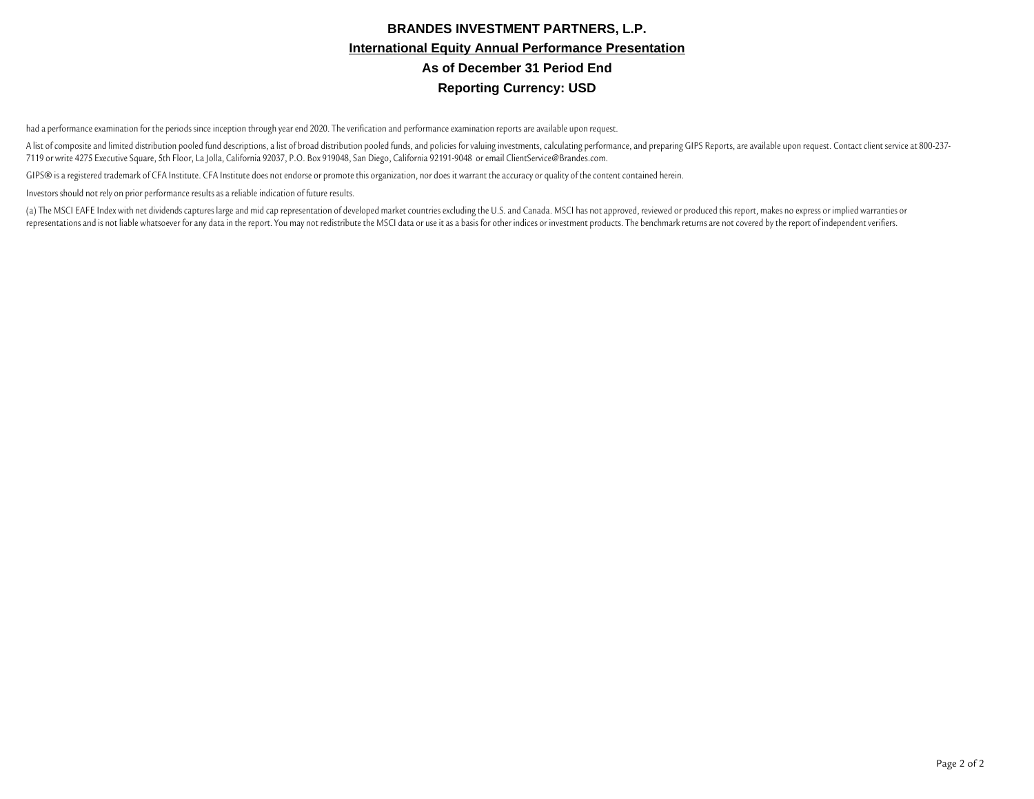had a performance examination for the periods since inception through year end 2020. The verification and performance examination reports are available upon request.

A list of composite and limited distribution pooled fund descriptions, a list of broad distribution pooled funds, and policies for valuing investments, calculating performance, and preparing GIPS Reports, are available upon request. Contact client service at 800-237-7119 or write 4275 Executive Square, 5th Floor, La Jolla, California 92037, P.O. Box 919048, San Diego, California 92191-9048 or email ClientService@Brandes.com.

GIPS® is a registered trademark of CFA Institute. CFA Institute does not endorse or promote this organization, nor does it warrant the accuracy or quality of the content contained herein.

Investors should not rely on prior performance results as a reliable indication of future results.

(a) The MSCI EAFE Index with net dividends captures large and mid cap representation of developed market countries excluding the U.S. and Canada. MSCI has not approved, reviewed or produced this report, makes no express or implied warranties or representations and is not liable whatsoever for any data in the report. You may not redistribute the MSCI data or use it as a basis for other indices or investment products. The benchmark returns are not covered by the report of independent verifiers.